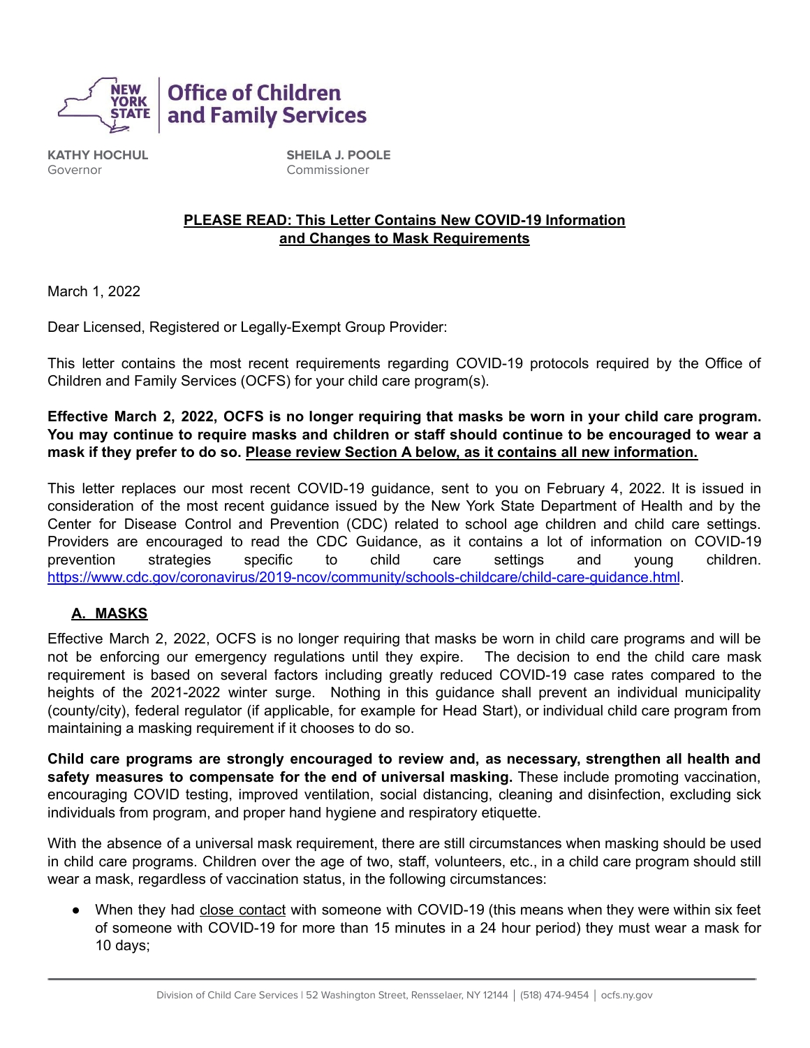**Office of Children and Family Services**

**KATHY HOCHUL**
Governor

**SHEILA J. POOLE**
Commissioner

**PLEASE READ: This Letter Contains New COVID-19 Information and Changes to Mask Requirements**

March 1, 2022

Dear Licensed, Registered or Legally-Exempt Group Provider:

This letter contains the most recent requirements regarding COVID-19 protocols required by the Office of Children and Family Services (OCFS) for your child care program(s).

**Effective March 2, 2022, OCFS is no longer requiring that masks be worn in your child care program. You may continue to require masks and children or staff should continue to be encouraged to wear a mask if they prefer to do so. Please review Section A below, as it contains all new information.**

This letter replaces our most recent COVID-19 guidance, sent to you on February 4, 2022. It is issued in consideration of the most recent guidance issued by the New York State Department of Health and by the Center for Disease Control and Prevention (CDC) related to school age children and child care settings. Providers are encouraged to read the CDC Guidance, as it contains a lot of information on COVID-19 prevention strategies specific to child care settings and young children. https://www.cdc.gov/coronavirus/2019-ncov/community/schools-childcare/child-care-guidance.html.

## A. MASKS

Effective March 2, 2022, OCFS is no longer requiring that masks be worn in child care programs and will be not be enforcing our emergency regulations until they expire. The decision to end the child care mask requirement is based on several factors including greatly reduced COVID-19 case rates compared to the heights of the 2021-2022 winter surge. Nothing in this guidance shall prevent an individual municipality (county/city), federal regulator (if applicable, for example for Head Start), or individual child care program from maintaining a masking requirement if it chooses to do so.

**Child care programs are strongly encouraged to review and, as necessary, strengthen all health and safety measures to compensate for the end of universal masking.** These include promoting vaccination, encouraging COVID testing, improved ventilation, social distancing, cleaning and disinfection, excluding sick individuals from program, and proper hand hygiene and respiratory etiquette.

With the absence of a universal mask requirement, there are still circumstances when masking should be used in child care programs. Children over the age of two, staff, volunteers, etc., in a child care program should still wear a mask, regardless of vaccination status, in the following circumstances:

- When they had close contact with someone with COVID-19 (this means when they were within six feet of someone with COVID-19 for more than 15 minutes in a 24 hour period) they must wear a mask for 10 days;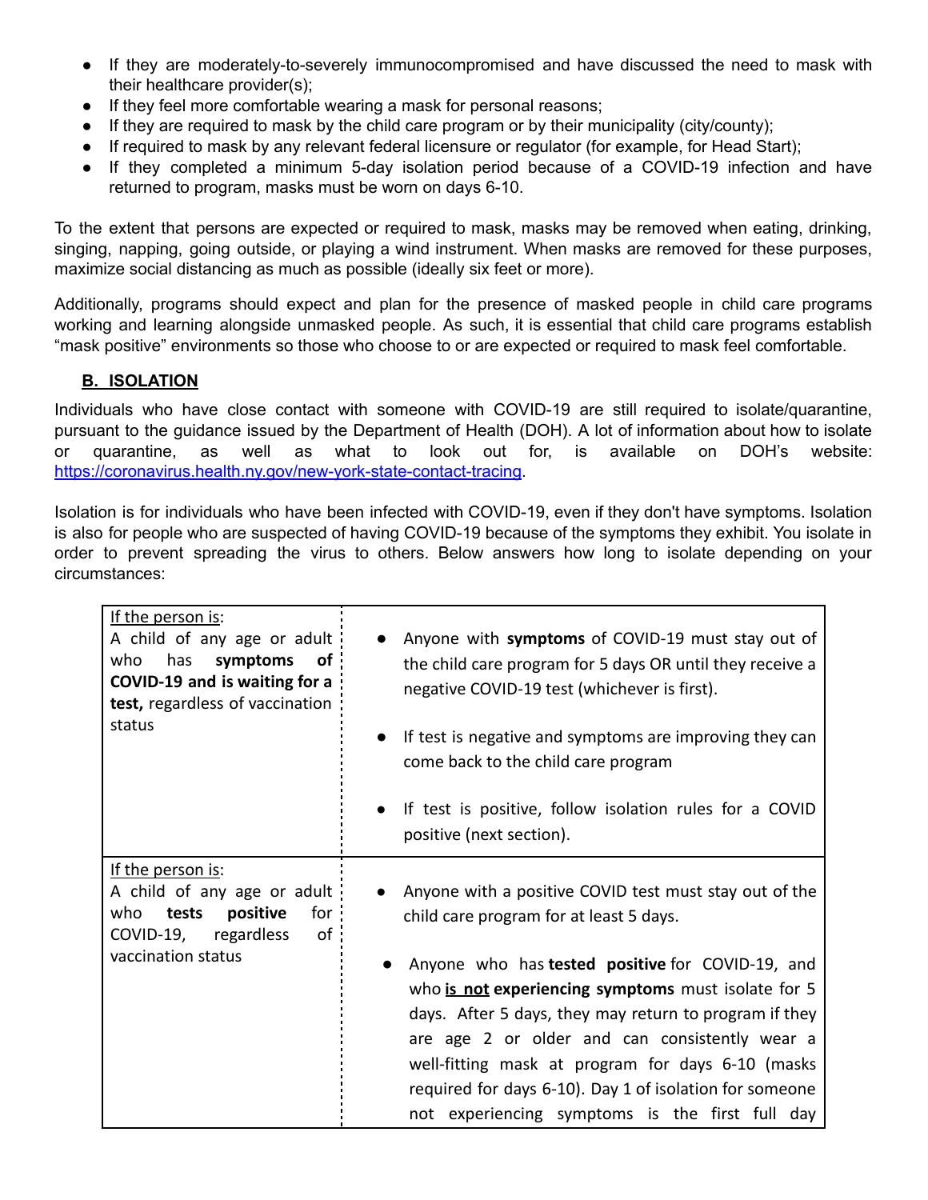- If they are moderately-to-severely immunocompromised and have discussed the need to mask with their healthcare provider(s);
- If they feel more comfortable wearing a mask for personal reasons;
- If they are required to mask by the child care program or by their municipality (city/county);
- If required to mask by any relevant federal licensure or regulator (for example, for Head Start);
- If they completed a minimum 5-day isolation period because of a COVID-19 infection and have returned to program, masks must be worn on days 6-10.

To the extent that persons are expected or required to mask, masks may be removed when eating, drinking, singing, napping, going outside, or playing a wind instrument. When masks are removed for these purposes, maximize social distancing as much as possible (ideally six feet or more).

Additionally, programs should expect and plan for the presence of masked people in child care programs working and learning alongside unmasked people. As such, it is essential that child care programs establish "mask positive" environments so those who choose to or are expected or required to mask feel comfortable.

## B. ISOLATION

Individuals who have close contact with someone with COVID-19 are still required to isolate/quarantine, pursuant to the guidance issued by the Department of Health (DOH). A lot of information about how to isolate or quarantine, as well as what to look out for, is available on DOH's website: https://coronavirus.health.ny.gov/new-york-state-contact-tracing.

Isolation is for individuals who have been infected with COVID-19, even if they don't have symptoms. Isolation is also for people who are suspected of having COVID-19 because of the symptoms they exhibit. You isolate in order to prevent spreading the virus to others. Below answers how long to isolate depending on your circumstances:

| If the person is: | |
|---|---|
| A child of any age or adult who has **symptoms of COVID-19 and is waiting for a test,** regardless of vaccination status | • Anyone with **symptoms** of COVID-19 must stay out of the child care program for 5 days OR until they receive a negative COVID-19 test (whichever is first).<br><br>• If test is negative and symptoms are improving they can come back to the child care program<br><br>• If test is positive, follow isolation rules for a COVID positive (next section). |
| If the person is:<br>A child of any age or adult who **tests positive** for COVID-19, regardless of vaccination status | • Anyone with a positive COVID test must stay out of the child care program for at least 5 days.<br><br>• Anyone who has **tested positive** for COVID-19, and who **is not experiencing symptoms** must isolate for 5 days. After 5 days, they may return to program if they are age 2 or older and can consistently wear a well-fitting mask at program for days 6-10 (masks required for days 6-10). Day 1 of isolation for someone not experiencing symptoms is the first full day |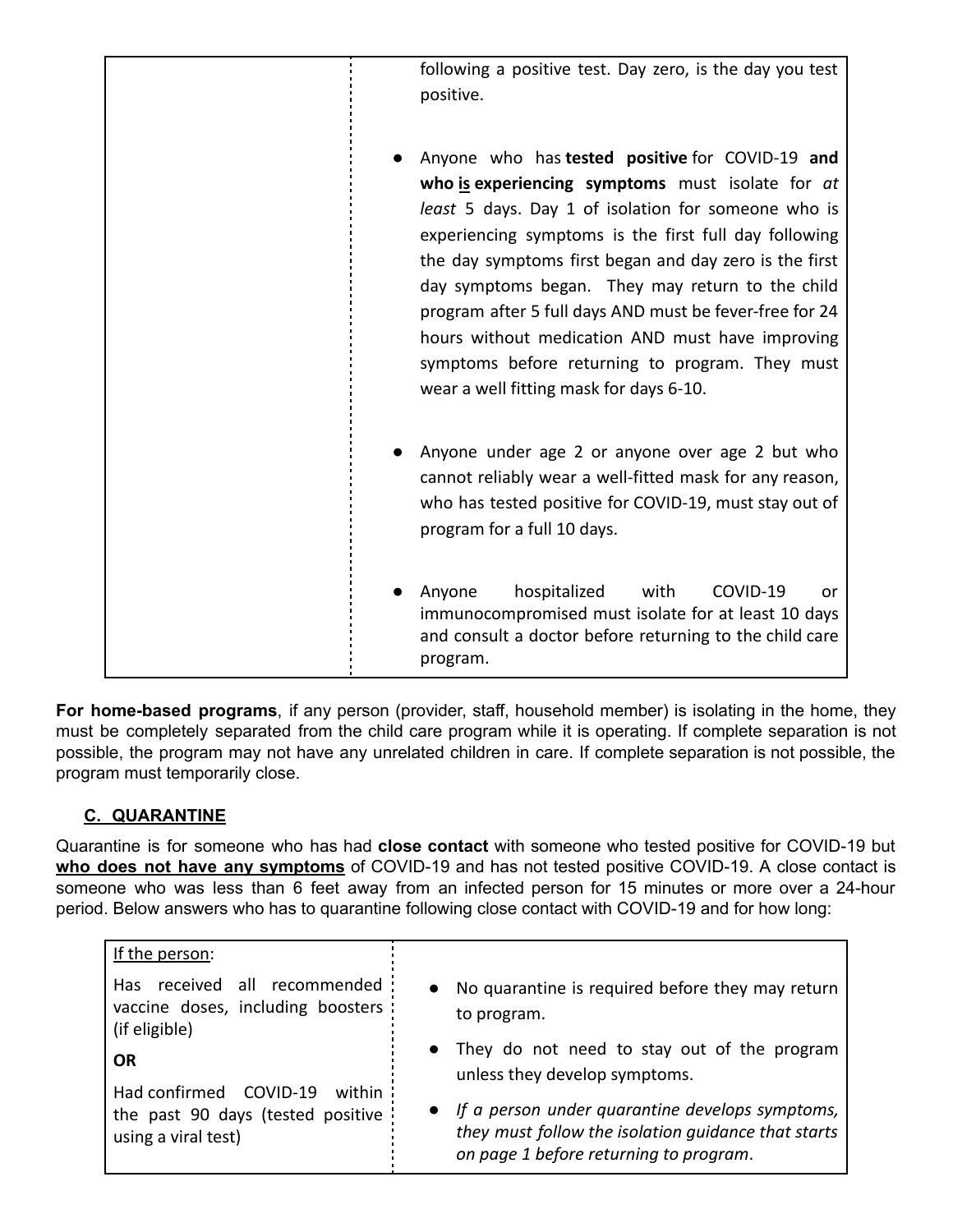| | |
|---|---|
| | following a positive test. Day zero, is the day you test positive.<br><br>● Anyone who has **tested positive** for COVID-19 **and who <u>is</u> experiencing symptoms** must isolate for *at least* 5 days. Day 1 of isolation for someone who is experiencing symptoms is the first full day following the day symptoms first began and day zero is the first day symptoms began. They may return to the child program after 5 full days AND must be fever-free for 24 hours without medication AND must have improving symptoms before returning to program. They must wear a well fitting mask for days 6-10.<br><br>● Anyone under age 2 or anyone over age 2 but who cannot reliably wear a well-fitted mask for any reason, who has tested positive for COVID-19, must stay out of program for a full 10 days.<br><br>● Anyone hospitalized with COVID-19 or immunocompromised must isolate for at least 10 days and consult a doctor before returning to the child care program. |

**For home-based programs**, if any person (provider, staff, household member) is isolating in the home, they must be completely separated from the child care program while it is operating. If complete separation is not possible, the program may not have any unrelated children in care. If complete separation is not possible, the program must temporarily close.

### C. QUARANTINE

Quarantine is for someone who has had **close contact** with someone who tested positive for COVID-19 but ***<u>who does not have any symptoms</u>*** of COVID-19 and has not tested positive COVID-19. A close contact is someone who was less than 6 feet away from an infected person for 15 minutes or more over a 24-hour period. Below answers who has to quarantine following close contact with COVID-19 and for how long:

| <u>If the person</u>: | |
|---|---|
| Has received all recommended vaccine doses, including boosters (if eligible)<br><br>**OR**<br><br>Had confirmed COVID-19 within the past 90 days (tested positive using a viral test) | ● No quarantine is required before they may return to program.<br><br>● They do not need to stay out of the program unless they develop symptoms.<br><br>● *If a person under quarantine develops symptoms, they must follow the isolation guidance that starts on page 1 before returning to program.* |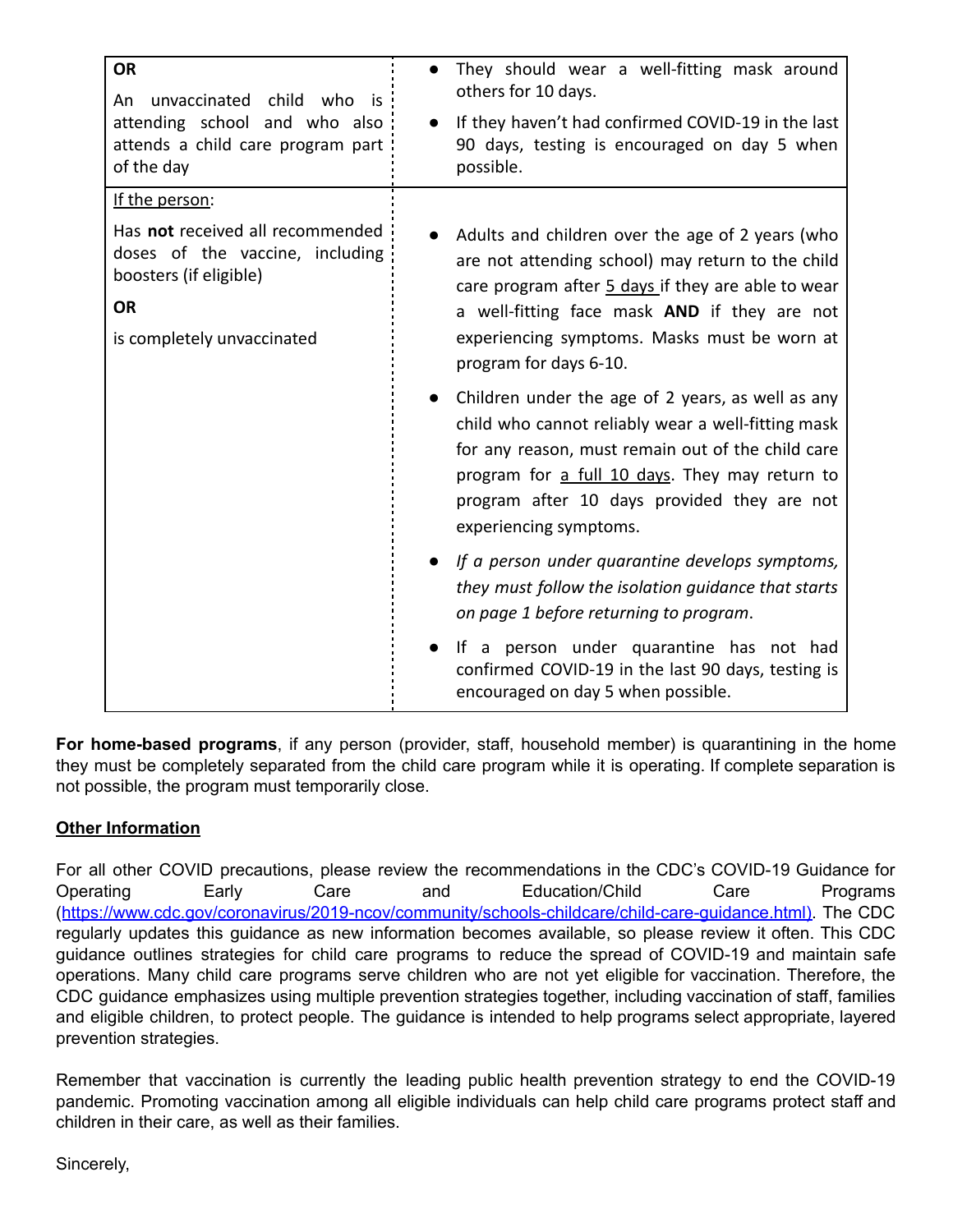| | |
|---|---|
| **OR**<br>An unvaccinated child who is attending school and who also attends a child care program part of the day | • They should wear a well-fitting mask around others for 10 days.<br>• If they haven't had confirmed COVID-19 in the last 90 days, testing is encouraged on day 5 when possible. |
| If the person:<br>Has **not** received all recommended doses of the vaccine, including boosters (if eligible)<br>**OR**<br>is completely unvaccinated | • Adults and children over the age of 2 years (who are not attending school) may return to the child care program after 5 days if they are able to wear a well-fitting face mask **AND** if they are not experiencing symptoms. Masks must be worn at program for days 6-10.<br>• Children under the age of 2 years, as well as any child who cannot reliably wear a well-fitting mask for any reason, must remain out of the child care program for a full 10 days. They may return to program after 10 days provided they are not experiencing symptoms.<br>• *If a person under quarantine develops symptoms, they must follow the isolation guidance that starts on page 1 before returning to program*.<br>• If a person under quarantine has not had confirmed COVID-19 in the last 90 days, testing is encouraged on day 5 when possible. |

**For home-based programs**, if any person (provider, staff, household member) is quarantining in the home they must be completely separated from the child care program while it is operating. If complete separation is not possible, the program must temporarily close.

**Other Information**

For all other COVID precautions, please review the recommendations in the CDC's COVID-19 Guidance for Operating Early Care and Education/Child Care Programs (https://www.cdc.gov/coronavirus/2019-ncov/community/schools-childcare/child-care-guidance.html). The CDC regularly updates this guidance as new information becomes available, so please review it often. This CDC guidance outlines strategies for child care programs to reduce the spread of COVID-19 and maintain safe operations. Many child care programs serve children who are not yet eligible for vaccination. Therefore, the CDC guidance emphasizes using multiple prevention strategies together, including vaccination of staff, families and eligible children, to protect people. The guidance is intended to help programs select appropriate, layered prevention strategies.

Remember that vaccination is currently the leading public health prevention strategy to end the COVID-19 pandemic. Promoting vaccination among all eligible individuals can help child care programs protect staff and children in their care, as well as their families.

Sincerely,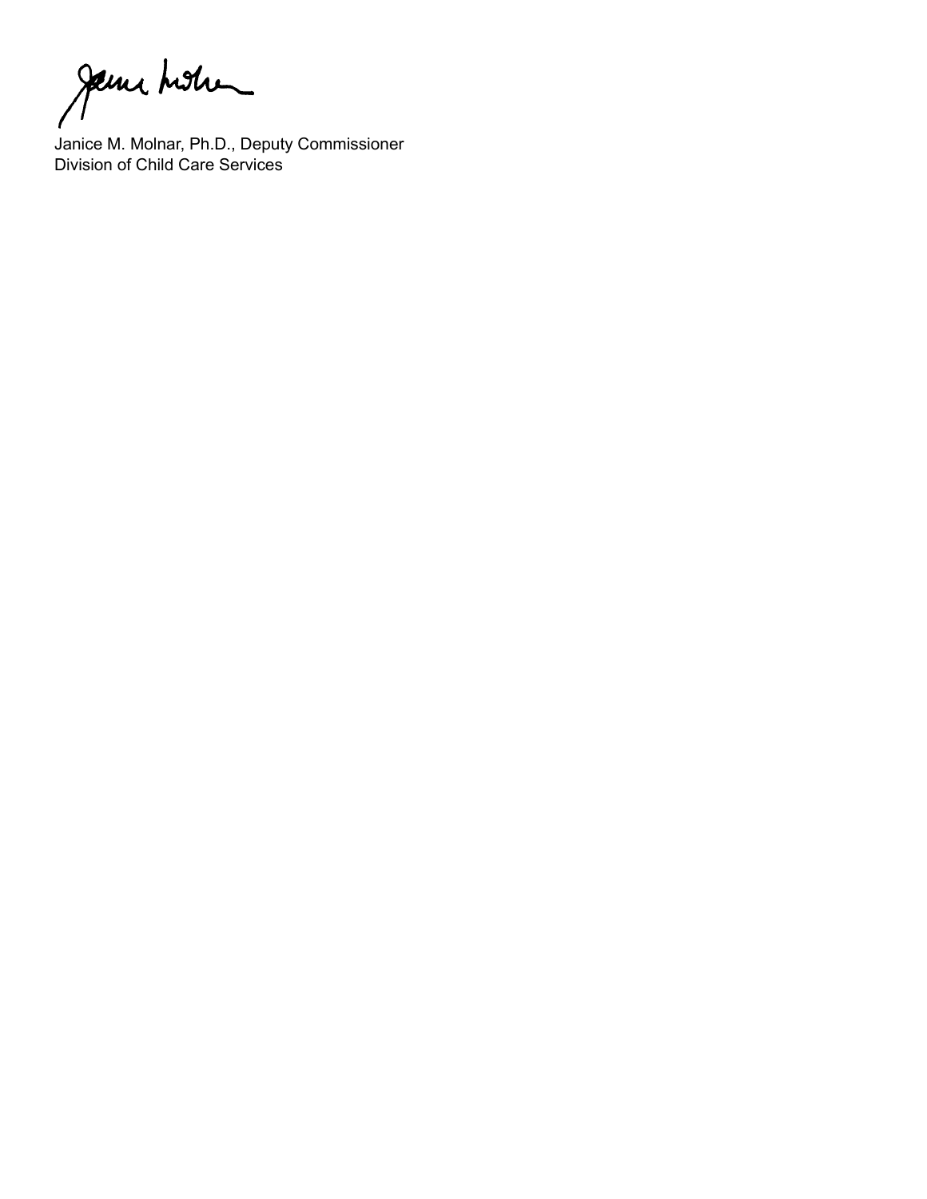Janice M. Molnar, Ph.D., Deputy Commissioner
Division of Child Care Services